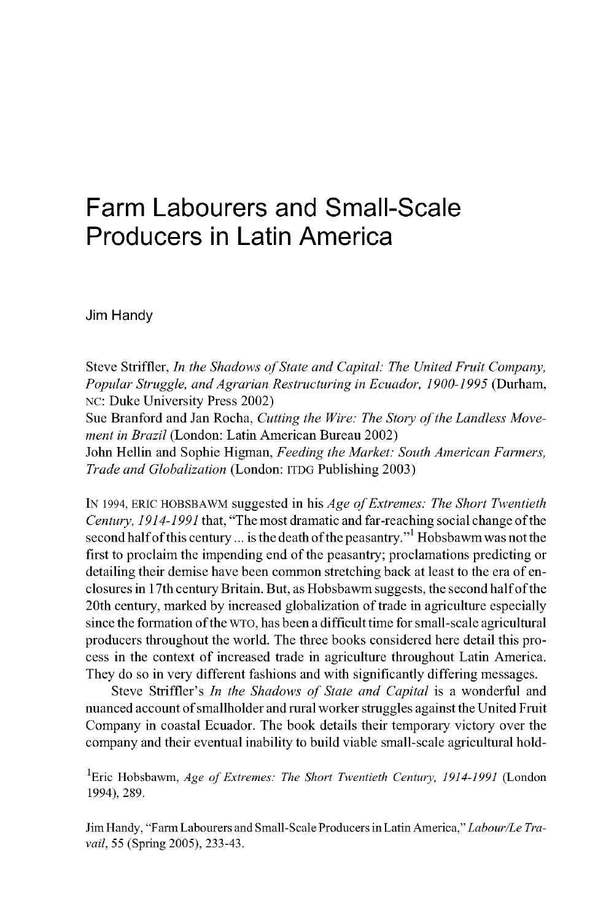# Farm Labourers and Small-Scale Producers in Latin America

Jim Handy

Steve Striffler, *In the Shadows of State and Capital: The United Fruit Company, Popular Struggle, and Agrarian Restructuring in Ecuador, 1900-1995* (Durham, NC: Duke University Press 2002)
Sue Branford and Jan Rocha, *Cutting the Wire: The Story of the Landless Movement in Brazil* (London: Latin American Bureau 2002)
John Hellin and Sophie Higman, *Feeding the Market: South American Farmers, Trade and Globalization* (London: ITDG Publishing 2003)

IN 1994, ERIC HOBSBAWM suggested in his *Age of Extremes: The Short Twentieth Century, 1914-1991* that, "The most dramatic and far-reaching social change of the second half of this century ... is the death of the peasantry."[1] Hobsbawm was not the first to proclaim the impending end of the peasantry; proclamations predicting or detailing their demise have been common stretching back at least to the era of enclosures in 17th century Britain. But, as Hobsbawm suggests, the second half of the 20th century, marked by increased globalization of trade in agriculture especially since the formation of the WTO, has been a difficult time for small-scale agricultural producers throughout the world. The three books considered here detail this process in the context of increased trade in agriculture throughout Latin America. They do so in very different fashions and with significantly differing messages.

Steve Striffler's *In the Shadows of State and Capital* is a wonderful and nuanced account of smallholder and rural worker struggles against the United Fruit Company in coastal Ecuador. The book details their temporary victory over the company and their eventual inability to build viable small-scale agricultural hold-

[1] Eric Hobsbawm, *Age of Extremes: The Short Twentieth Century, 1914-1991* (London 1994), 289.

Jim Handy, "Farm Labourers and Small-Scale Producers in Latin America," *Labour/Le Travail*, 55 (Spring 2005), 233-43.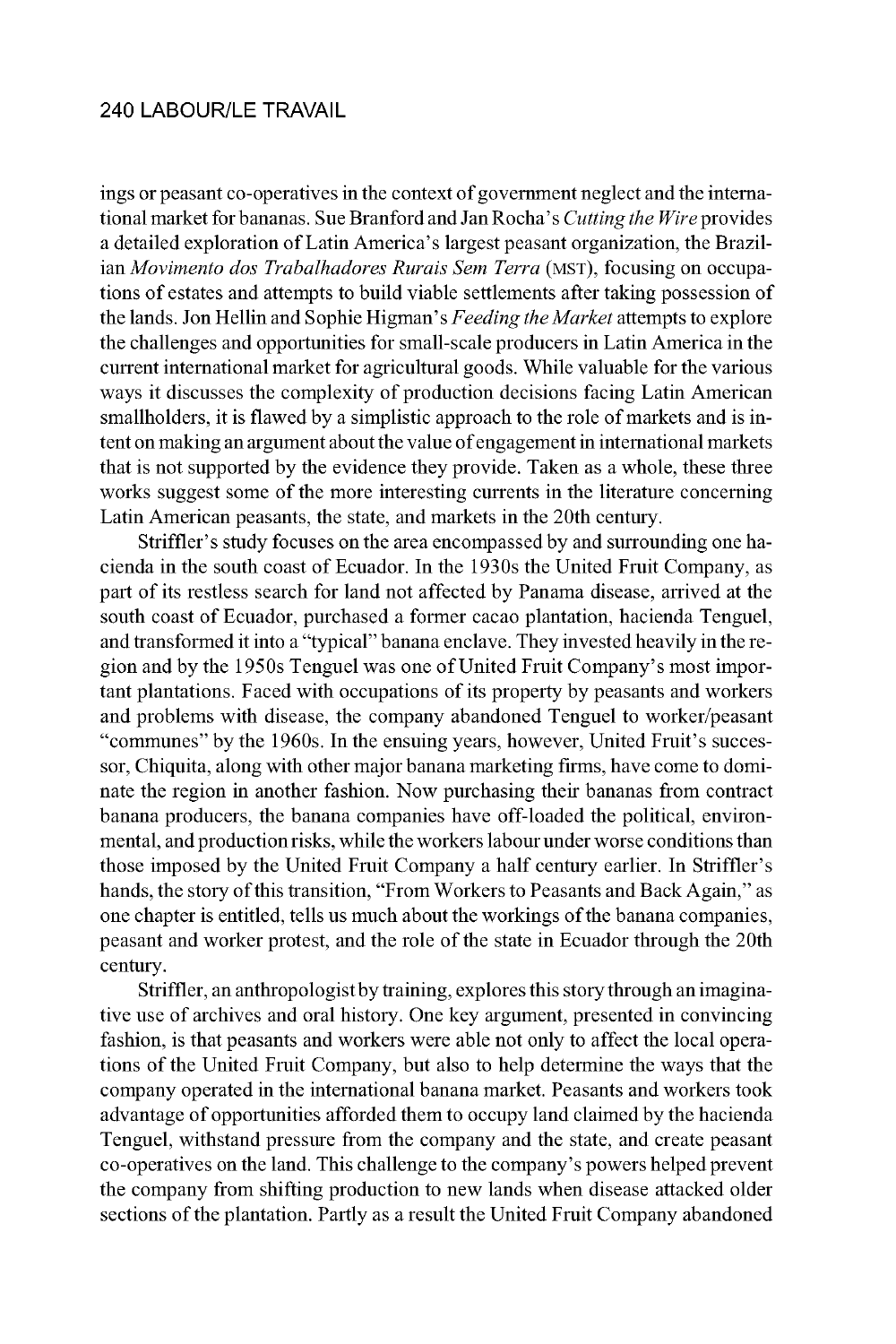ings or peasant co-operatives in the context of government neglect and the international market for bananas. Sue Branford and Jan Rocha's *Cutting the Wire* provides a detailed exploration of Latin America's largest peasant organization, the Brazilian *Movimento dos Trabalhadores Rurais Sem Terra* (MST), focusing on occupations of estates and attempts to build viable settlements after taking possession of the lands. Jon Hellin and Sophie Higman's *Feeding the Market* attempts to explore the challenges and opportunities for small-scale producers in Latin America in the current international market for agricultural goods. While valuable for the various ways it discusses the complexity of production decisions facing Latin American smallholders, it is flawed by a simplistic approach to the role of markets and is intent on making an argument about the value of engagement in international markets that is not supported by the evidence they provide. Taken as a whole, these three works suggest some of the more interesting currents in the literature concerning Latin American peasants, the state, and markets in the 20th century.

Striffler's study focuses on the area encompassed by and surrounding one hacienda in the south coast of Ecuador. In the 1930s the United Fruit Company, as part of its restless search for land not affected by Panama disease, arrived at the south coast of Ecuador, purchased a former cacao plantation, hacienda Tenguel, and transformed it into a "typical" banana enclave. They invested heavily in the region and by the 1950s Tenguel was one of United Fruit Company's most important plantations. Faced with occupations of its property by peasants and workers and problems with disease, the company abandoned Tenguel to worker/peasant "communes" by the 1960s. In the ensuing years, however, United Fruit's successor, Chiquita, along with other major banana marketing firms, have come to dominate the region in another fashion. Now purchasing their bananas from contract banana producers, the banana companies have off-loaded the political, environmental, and production risks, while the workers labour under worse conditions than those imposed by the United Fruit Company a half century earlier. In Striffler's hands, the story of this transition, "From Workers to Peasants and Back Again," as one chapter is entitled, tells us much about the workings of the banana companies, peasant and worker protest, and the role of the state in Ecuador through the 20th century.

Striffler, an anthropologist by training, explores this story through an imaginative use of archives and oral history. One key argument, presented in convincing fashion, is that peasants and workers were able not only to affect the local operations of the United Fruit Company, but also to help determine the ways that the company operated in the international banana market. Peasants and workers took advantage of opportunities afforded them to occupy land claimed by the hacienda Tenguel, withstand pressure from the company and the state, and create peasant co-operatives on the land. This challenge to the company's powers helped prevent the company from shifting production to new lands when disease attacked older sections of the plantation. Partly as a result the United Fruit Company abandoned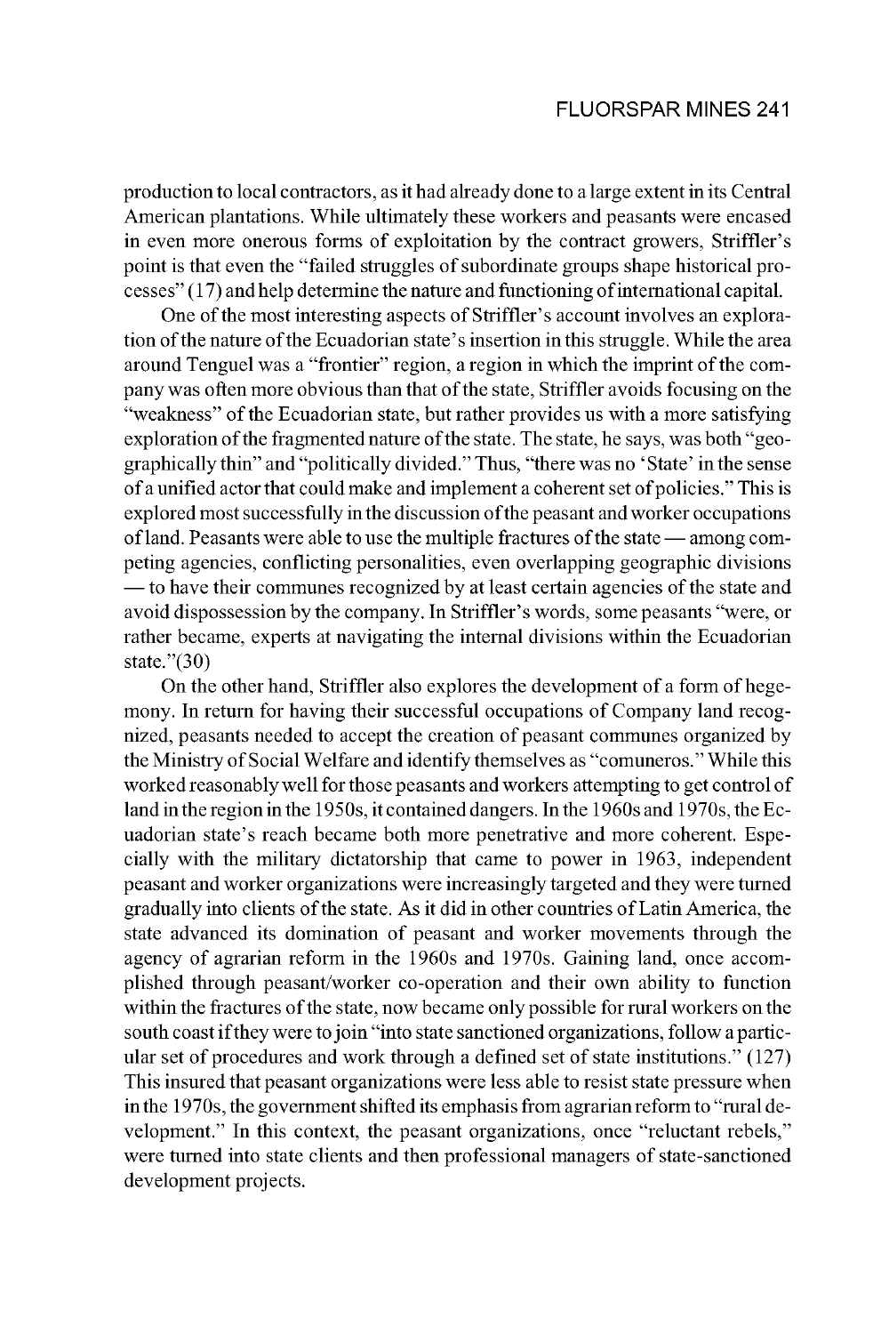production to local contractors, as it had already done to a large extent in its Central American plantations. While ultimately these workers and peasants were encased in even more onerous forms of exploitation by the contract growers, Striffler's point is that even the "failed struggles of subordinate groups shape historical processes" (17) and help determine the nature and functioning of international capital.

One of the most interesting aspects of Striffler's account involves an exploration of the nature of the Ecuadorian state's insertion in this struggle. While the area around Tenguel was a "frontier" region, a region in which the imprint of the company was often more obvious than that of the state, Striffler avoids focusing on the "weakness" of the Ecuadorian state, but rather provides us with a more satisfying exploration of the fragmented nature of the state. The state, he says, was both "geographically thin" and "politically divided." Thus, "there was no 'State' in the sense of a unified actor that could make and implement a coherent set of policies." This is explored most successfully in the discussion of the peasant and worker occupations of land. Peasants were able to use the multiple fractures of the state — among competing agencies, conflicting personalities, even overlapping geographic divisions — to have their communes recognized by at least certain agencies of the state and avoid dispossession by the company. In Striffler's words, some peasants "were, or rather became, experts at navigating the internal divisions within the Ecuadorian state."(30)

On the other hand, Striffler also explores the development of a form of hegemony. In return for having their successful occupations of Company land recognized, peasants needed to accept the creation of peasant communes organized by the Ministry of Social Welfare and identify themselves as "comuneros." While this worked reasonably well for those peasants and workers attempting to get control of land in the region in the 1950s, it contained dangers. In the 1960s and 1970s, the Ecuadorian state's reach became both more penetrative and more coherent. Especially with the military dictatorship that came to power in 1963, independent peasant and worker organizations were increasingly targeted and they were turned gradually into clients of the state. As it did in other countries of Latin America, the state advanced its domination of peasant and worker movements through the agency of agrarian reform in the 1960s and 1970s. Gaining land, once accomplished through peasant/worker co-operation and their own ability to function within the fractures of the state, now became only possible for rural workers on the south coast if they were to join "into state sanctioned organizations, follow a particular set of procedures and work through a defined set of state institutions." (127) This insured that peasant organizations were less able to resist state pressure when in the 1970s, the government shifted its emphasis from agrarian reform to "rural development." In this context, the peasant organizations, once "reluctant rebels," were turned into state clients and then professional managers of state-sanctioned development projects.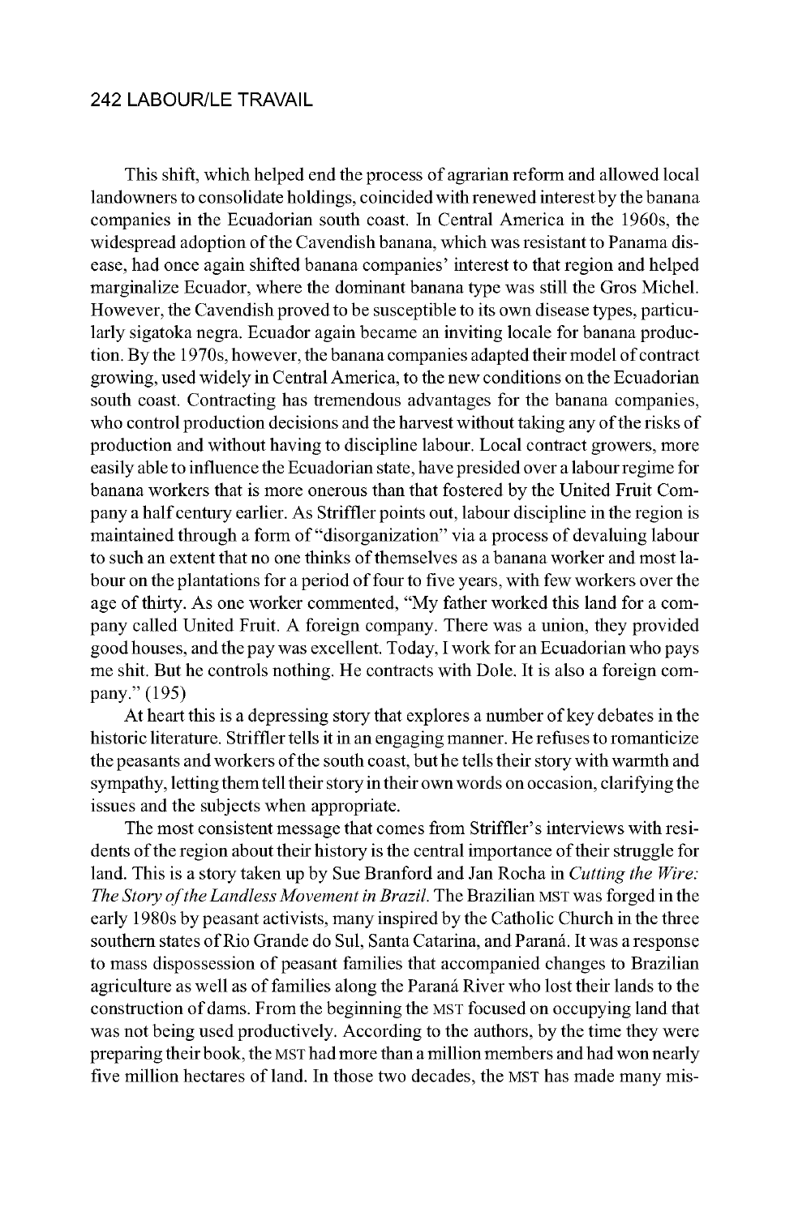This shift, which helped end the process of agrarian reform and allowed local landowners to consolidate holdings, coincided with renewed interest by the banana companies in the Ecuadorian south coast. In Central America in the 1960s, the widespread adoption of the Cavendish banana, which was resistant to Panama disease, had once again shifted banana companies' interest to that region and helped marginalize Ecuador, where the dominant banana type was still the Gros Michel. However, the Cavendish proved to be susceptible to its own disease types, particularly sigatoka negra. Ecuador again became an inviting locale for banana production. By the 1970s, however, the banana companies adapted their model of contract growing, used widely in Central America, to the new conditions on the Ecuadorian south coast. Contracting has tremendous advantages for the banana companies, who control production decisions and the harvest without taking any of the risks of production and without having to discipline labour. Local contract growers, more easily able to influence the Ecuadorian state, have presided over a labour regime for banana workers that is more onerous than that fostered by the United Fruit Company a half century earlier. As Striffler points out, labour discipline in the region is maintained through a form of "disorganization" via a process of devaluing labour to such an extent that no one thinks of themselves as a banana worker and most labour on the plantations for a period of four to five years, with few workers over the age of thirty. As one worker commented, "My father worked this land for a company called United Fruit. A foreign company. There was a union, they provided good houses, and the pay was excellent. Today, I work for an Ecuadorian who pays me shit. But he controls nothing. He contracts with Dole. It is also a foreign company." (195)

At heart this is a depressing story that explores a number of key debates in the historic literature. Striffler tells it in an engaging manner. He refuses to romanticize the peasants and workers of the south coast, but he tells their story with warmth and sympathy, letting them tell their story in their own words on occasion, clarifying the issues and the subjects when appropriate.

The most consistent message that comes from Striffler's interviews with residents of the region about their history is the central importance of their struggle for land. This is a story taken up by Sue Branford and Jan Rocha in *Cutting the Wire: The Story of the Landless Movement in Brazil*. The Brazilian MST was forged in the early 1980s by peasant activists, many inspired by the Catholic Church in the three southern states of Rio Grande do Sul, Santa Catarina, and Paraná. It was a response to mass dispossession of peasant families that accompanied changes to Brazilian agriculture as well as of families along the Paraná River who lost their lands to the construction of dams. From the beginning the MST focused on occupying land that was not being used productively. According to the authors, by the time they were preparing their book, the MST had more than a million members and had won nearly five million hectares of land. In those two decades, the MST has made many mis-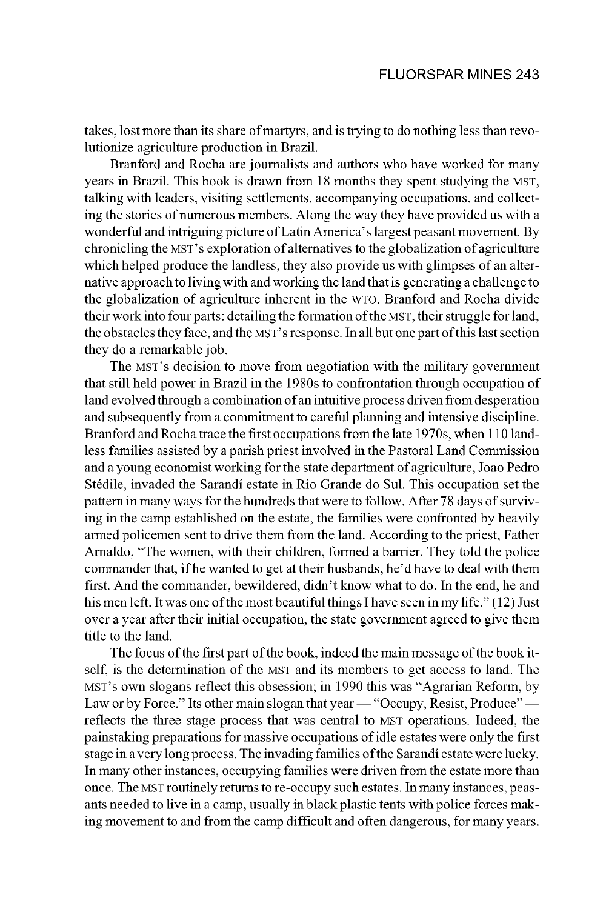takes, lost more than its share of martyrs, and is trying to do nothing less than revolutionize agriculture production in Brazil.

Branford and Rocha are journalists and authors who have worked for many years in Brazil. This book is drawn from 18 months they spent studying the MST, talking with leaders, visiting settlements, accompanying occupations, and collecting the stories of numerous members. Along the way they have provided us with a wonderful and intriguing picture of Latin America's largest peasant movement. By chronicling the MST's exploration of alternatives to the globalization of agriculture which helped produce the landless, they also provide us with glimpses of an alternative approach to living with and working the land that is generating a challenge to the globalization of agriculture inherent in the WTO. Branford and Rocha divide their work into four parts: detailing the formation of the MST, their struggle for land, the obstacles they face, and the MST's response. In all but one part of this last section they do a remarkable job.

The MST's decision to move from negotiation with the military government that still held power in Brazil in the 1980s to confrontation through occupation of land evolved through a combination of an intuitive process driven from desperation and subsequently from a commitment to careful planning and intensive discipline. Branford and Rocha trace the first occupations from the late 1970s, when 110 landless families assisted by a parish priest involved in the Pastoral Land Commission and a young economist working for the state department of agriculture, Joao Pedro Stédile, invaded the Sarandí estate in Rio Grande do Sul. This occupation set the pattern in many ways for the hundreds that were to follow. After 78 days of surviving in the camp established on the estate, the families were confronted by heavily armed policemen sent to drive them from the land. According to the priest, Father Arnaldo, "The women, with their children, formed a barrier. They told the police commander that, if he wanted to get at their husbands, he'd have to deal with them first. And the commander, bewildered, didn't know what to do. In the end, he and his men left. It was one of the most beautiful things I have seen in my life." (12) Just over a year after their initial occupation, the state government agreed to give them title to the land.

The focus of the first part of the book, indeed the main message of the book itself, is the determination of the MST and its members to get access to land. The MST's own slogans reflect this obsession; in 1990 this was "Agrarian Reform, by Law or by Force." Its other main slogan that year — "Occupy, Resist, Produce" — reflects the three stage process that was central to MST operations. Indeed, the painstaking preparations for massive occupations of idle estates were only the first stage in a very long process. The invading families of the Sarandí estate were lucky. In many other instances, occupying families were driven from the estate more than once. The MST routinely returns to re-occupy such estates. In many instances, peasants needed to live in a camp, usually in black plastic tents with police forces making movement to and from the camp difficult and often dangerous, for many years.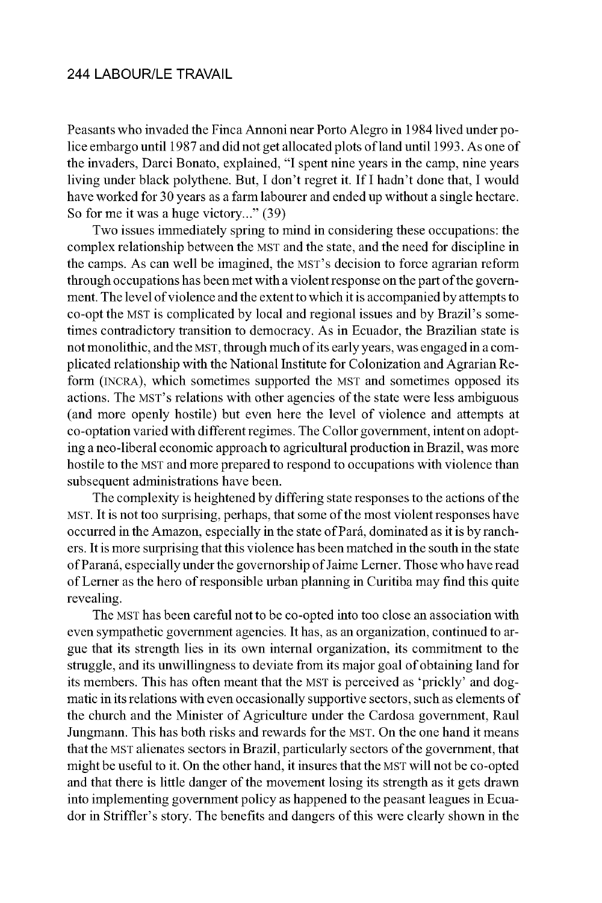Peasants who invaded the Finca Annoni near Porto Alegro in 1984 lived under police embargo until 1987 and did not get allocated plots of land until 1993. As one of the invaders, Darci Bonato, explained, "I spent nine years in the camp, nine years living under black polythene. But, I don't regret it. If I hadn't done that, I would have worked for 30 years as a farm labourer and ended up without a single hectare. So for me it was a huge victory..." (39)

Two issues immediately spring to mind in considering these occupations: the complex relationship between the MST and the state, and the need for discipline in the camps. As can well be imagined, the MST's decision to force agrarian reform through occupations has been met with a violent response on the part of the government. The level of violence and the extent to which it is accompanied by attempts to co-opt the MST is complicated by local and regional issues and by Brazil's sometimes contradictory transition to democracy. As in Ecuador, the Brazilian state is not monolithic, and the MST, through much of its early years, was engaged in a complicated relationship with the National Institute for Colonization and Agrarian Reform (INCRA), which sometimes supported the MST and sometimes opposed its actions. The MST's relations with other agencies of the state were less ambiguous (and more openly hostile) but even here the level of violence and attempts at co-optation varied with different regimes. The Collor government, intent on adopting a neo-liberal economic approach to agricultural production in Brazil, was more hostile to the MST and more prepared to respond to occupations with violence than subsequent administrations have been.

The complexity is heightened by differing state responses to the actions of the MST. It is not too surprising, perhaps, that some of the most violent responses have occurred in the Amazon, especially in the state of Pará, dominated as it is by ranchers. It is more surprising that this violence has been matched in the south in the state of Paraná, especially under the governorship of Jaime Lerner. Those who have read of Lerner as the hero of responsible urban planning in Curitiba may find this quite revealing.

The MST has been careful not to be co-opted into too close an association with even sympathetic government agencies. It has, as an organization, continued to argue that its strength lies in its own internal organization, its commitment to the struggle, and its unwillingness to deviate from its major goal of obtaining land for its members. This has often meant that the MST is perceived as 'prickly' and dogmatic in its relations with even occasionally supportive sectors, such as elements of the church and the Minister of Agriculture under the Cardosa government, Raul Jungmann. This has both risks and rewards for the MST. On the one hand it means that the MST alienates sectors in Brazil, particularly sectors of the government, that might be useful to it. On the other hand, it insures that the MST will not be co-opted and that there is little danger of the movement losing its strength as it gets drawn into implementing government policy as happened to the peasant leagues in Ecuador in Striffler's story. The benefits and dangers of this were clearly shown in the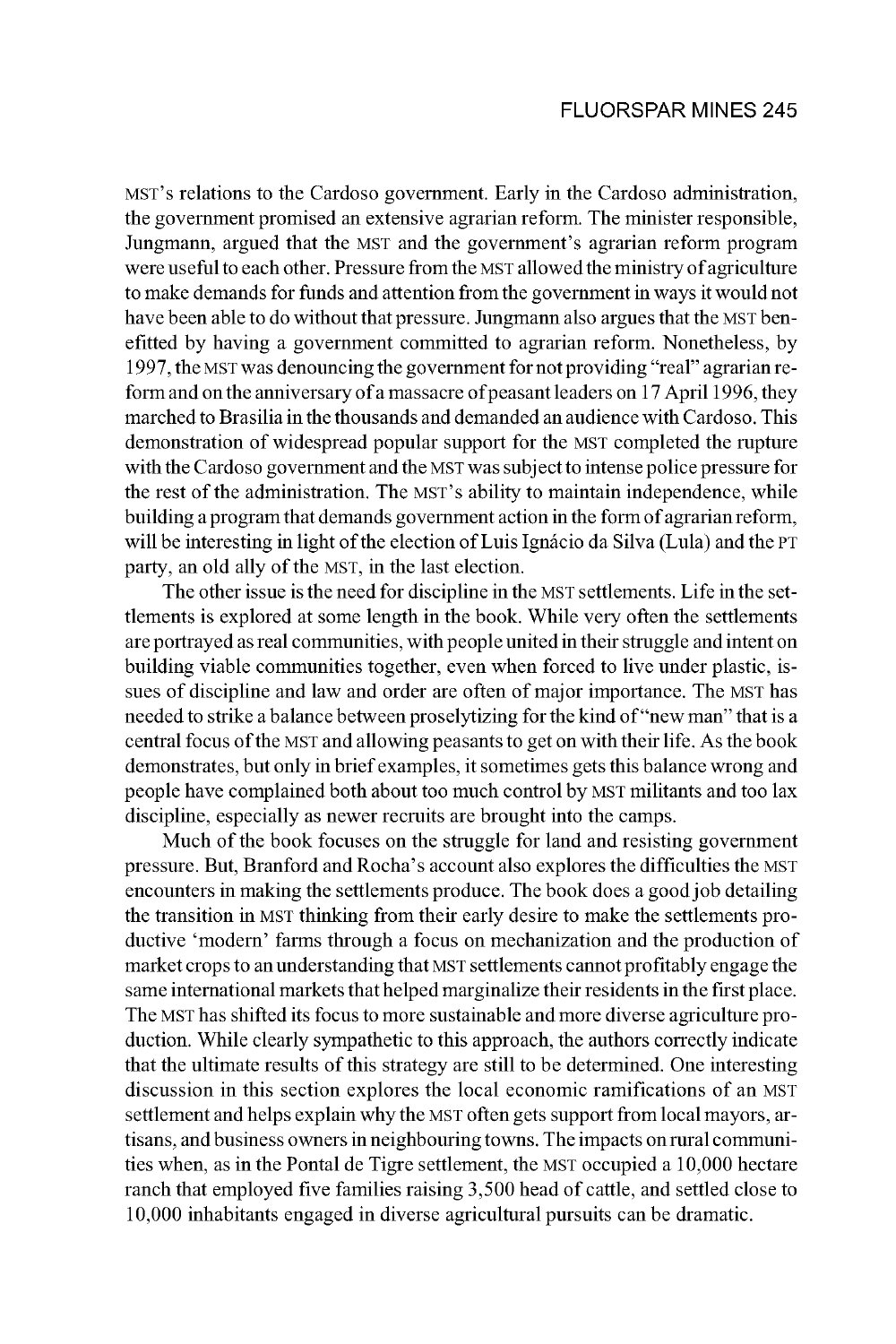MST's relations to the Cardoso government. Early in the Cardoso administration, the government promised an extensive agrarian reform. The minister responsible, Jungmann, argued that the MST and the government's agrarian reform program were useful to each other. Pressure from the MST allowed the ministry of agriculture to make demands for funds and attention from the government in ways it would not have been able to do without that pressure. Jungmann also argues that the MST benefitted by having a government committed to agrarian reform. Nonetheless, by 1997, the MST was denouncing the government for not providing "real" agrarian reform and on the anniversary of a massacre of peasant leaders on 17 April 1996, they marched to Brasilia in the thousands and demanded an audience with Cardoso. This demonstration of widespread popular support for the MST completed the rupture with the Cardoso government and the MST was subject to intense police pressure for the rest of the administration. The MST's ability to maintain independence, while building a program that demands government action in the form of agrarian reform, will be interesting in light of the election of Luis Ignácio da Silva (Lula) and the PT party, an old ally of the MST, in the last election.

The other issue is the need for discipline in the MST settlements. Life in the settlements is explored at some length in the book. While very often the settlements are portrayed as real communities, with people united in their struggle and intent on building viable communities together, even when forced to live under plastic, issues of discipline and law and order are often of major importance. The MST has needed to strike a balance between proselytizing for the kind of "new man" that is a central focus of the MST and allowing peasants to get on with their life. As the book demonstrates, but only in brief examples, it sometimes gets this balance wrong and people have complained both about too much control by MST militants and too lax discipline, especially as newer recruits are brought into the camps.

Much of the book focuses on the struggle for land and resisting government pressure. But, Branford and Rocha's account also explores the difficulties the MST encounters in making the settlements produce. The book does a good job detailing the transition in MST thinking from their early desire to make the settlements productive 'modern' farms through a focus on mechanization and the production of market crops to an understanding that MST settlements cannot profitably engage the same international markets that helped marginalize their residents in the first place. The MST has shifted its focus to more sustainable and more diverse agriculture production. While clearly sympathetic to this approach, the authors correctly indicate that the ultimate results of this strategy are still to be determined. One interesting discussion in this section explores the local economic ramifications of an MST settlement and helps explain why the MST often gets support from local mayors, artisans, and business owners in neighbouring towns. The impacts on rural communities when, as in the Pontal de Tigre settlement, the MST occupied a 10,000 hectare ranch that employed five families raising 3,500 head of cattle, and settled close to 10,000 inhabitants engaged in diverse agricultural pursuits can be dramatic.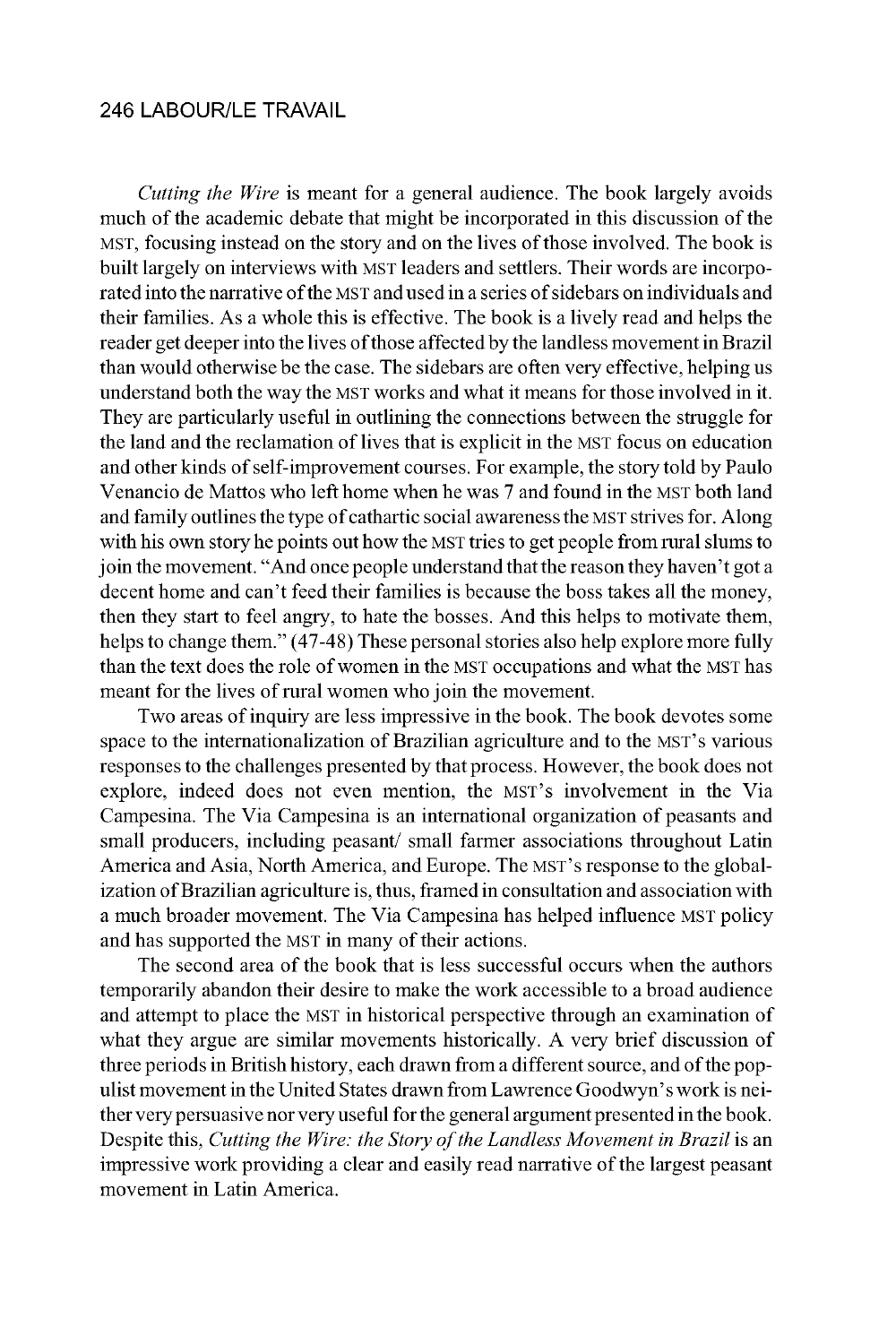*Cutting the Wire* is meant for a general audience. The book largely avoids much of the academic debate that might be incorporated in this discussion of the MST, focusing instead on the story and on the lives of those involved. The book is built largely on interviews with MST leaders and settlers. Their words are incorporated into the narrative of the MST and used in a series of sidebars on individuals and their families. As a whole this is effective. The book is a lively read and helps the reader get deeper into the lives of those affected by the landless movement in Brazil than would otherwise be the case. The sidebars are often very effective, helping us understand both the way the MST works and what it means for those involved in it. They are particularly useful in outlining the connections between the struggle for the land and the reclamation of lives that is explicit in the MST focus on education and other kinds of self-improvement courses. For example, the story told by Paulo Venancio de Mattos who left home when he was 7 and found in the MST both land and family outlines the type of cathartic social awareness the MST strives for. Along with his own story he points out how the MST tries to get people from rural slums to join the movement. "And once people understand that the reason they haven't got a decent home and can't feed their families is because the boss takes all the money, then they start to feel angry, to hate the bosses. And this helps to motivate them, helps to change them." (47-48) These personal stories also help explore more fully than the text does the role of women in the MST occupations and what the MST has meant for the lives of rural women who join the movement.

Two areas of inquiry are less impressive in the book. The book devotes some space to the internationalization of Brazilian agriculture and to the MST's various responses to the challenges presented by that process. However, the book does not explore, indeed does not even mention, the MST's involvement in the Via Campesina. The Via Campesina is an international organization of peasants and small producers, including peasant/ small farmer associations throughout Latin America and Asia, North America, and Europe. The MST's response to the globalization of Brazilian agriculture is, thus, framed in consultation and association with a much broader movement. The Via Campesina has helped influence MST policy and has supported the MST in many of their actions.

The second area of the book that is less successful occurs when the authors temporarily abandon their desire to make the work accessible to a broad audience and attempt to place the MST in historical perspective through an examination of what they argue are similar movements historically. A very brief discussion of three periods in British history, each drawn from a different source, and of the populist movement in the United States drawn from Lawrence Goodwyn's work is neither very persuasive nor very useful for the general argument presented in the book. Despite this, *Cutting the Wire: the Story of the Landless Movement in Brazil* is an impressive work providing a clear and easily read narrative of the largest peasant movement in Latin America.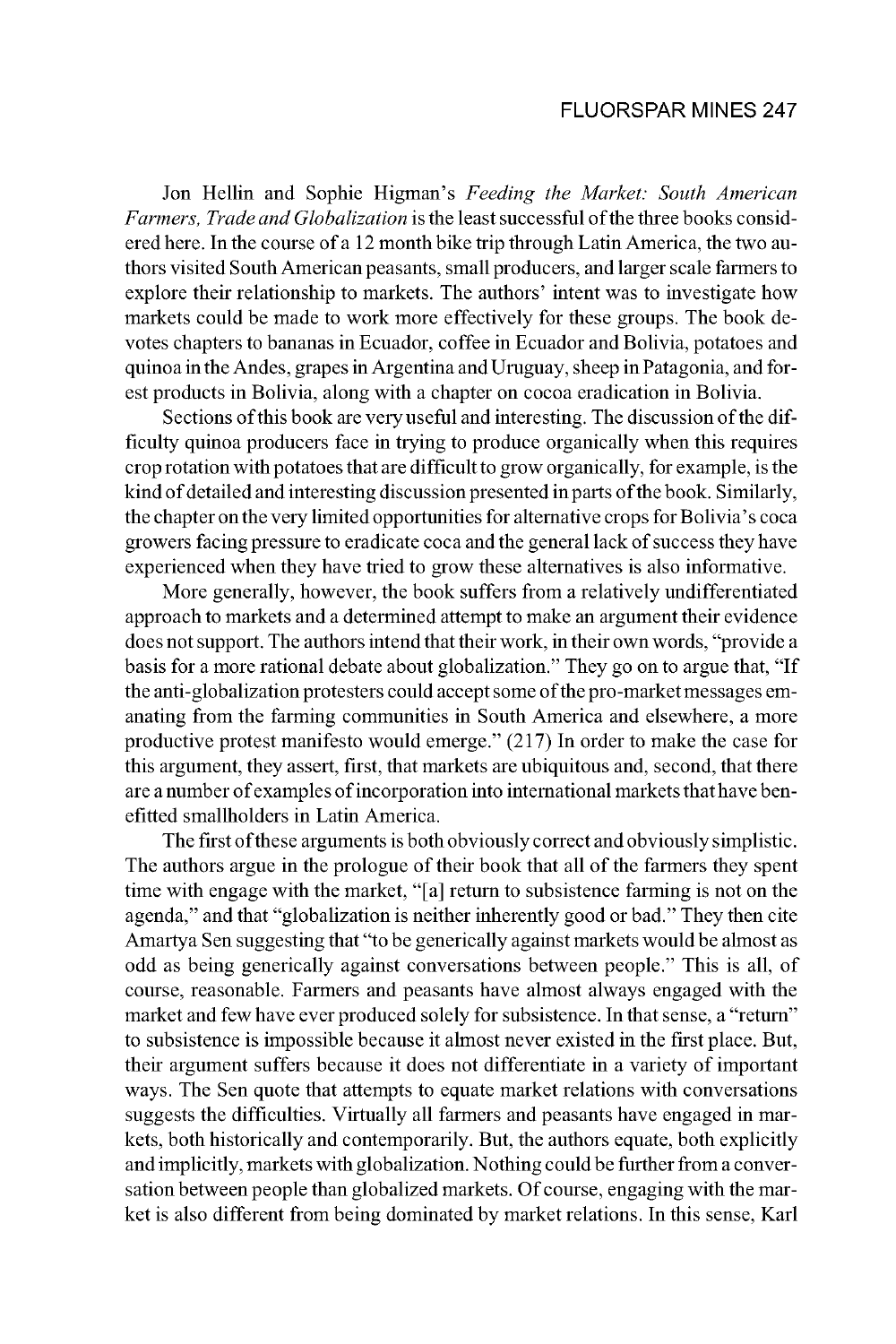Jon Hellin and Sophie Higman's *Feeding the Market: South American Farmers, Trade and Globalization* is the least successful of the three books considered here. In the course of a 12 month bike trip through Latin America, the two authors visited South American peasants, small producers, and larger scale farmers to explore their relationship to markets. The authors' intent was to investigate how markets could be made to work more effectively for these groups. The book devotes chapters to bananas in Ecuador, coffee in Ecuador and Bolivia, potatoes and quinoa in the Andes, grapes in Argentina and Uruguay, sheep in Patagonia, and forest products in Bolivia, along with a chapter on cocoa eradication in Bolivia.

Sections of this book are very useful and interesting. The discussion of the difficulty quinoa producers face in trying to produce organically when this requires crop rotation with potatoes that are difficult to grow organically, for example, is the kind of detailed and interesting discussion presented in parts of the book. Similarly, the chapter on the very limited opportunities for alternative crops for Bolivia's coca growers facing pressure to eradicate coca and the general lack of success they have experienced when they have tried to grow these alternatives is also informative.

More generally, however, the book suffers from a relatively undifferentiated approach to markets and a determined attempt to make an argument their evidence does not support. The authors intend that their work, in their own words, "provide a basis for a more rational debate about globalization." They go on to argue that, "If the anti-globalization protesters could accept some of the pro-market messages emanating from the farming communities in South America and elsewhere, a more productive protest manifesto would emerge." (217) In order to make the case for this argument, they assert, first, that markets are ubiquitous and, second, that there are a number of examples of incorporation into international markets that have benefitted smallholders in Latin America.

The first of these arguments is both obviously correct and obviously simplistic. The authors argue in the prologue of their book that all of the farmers they spent time with engage with the market, "[a] return to subsistence farming is not on the agenda," and that "globalization is neither inherently good or bad." They then cite Amartya Sen suggesting that "to be generically against markets would be almost as odd as being generically against conversations between people." This is all, of course, reasonable. Farmers and peasants have almost always engaged with the market and few have ever produced solely for subsistence. In that sense, a "return" to subsistence is impossible because it almost never existed in the first place. But, their argument suffers because it does not differentiate in a variety of important ways. The Sen quote that attempts to equate market relations with conversations suggests the difficulties. Virtually all farmers and peasants have engaged in markets, both historically and contemporarily. But, the authors equate, both explicitly and implicitly, markets with globalization. Nothing could be further from a conversation between people than globalized markets. Of course, engaging with the market is also different from being dominated by market relations. In this sense, Karl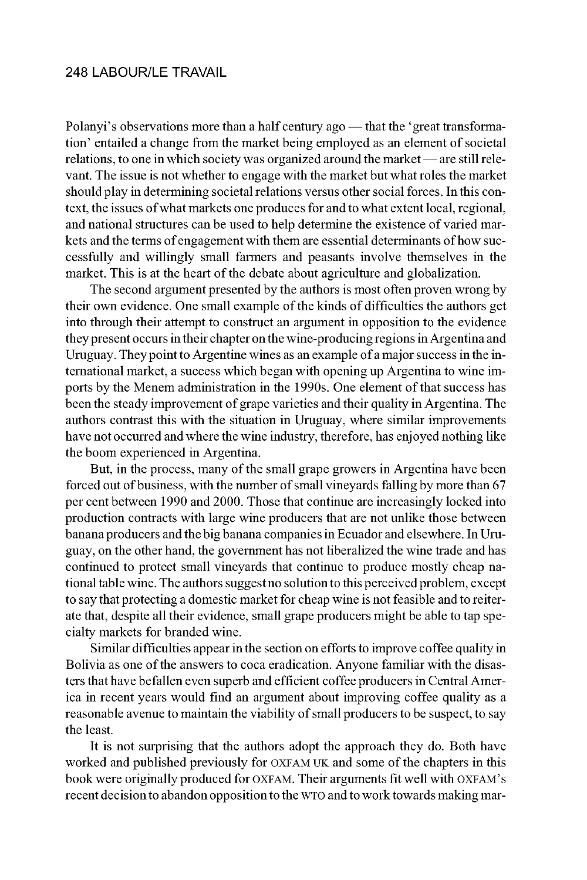Polanyi's observations more than a half century ago — that the 'great transformation' entailed a change from the market being employed as an element of societal relations, to one in which society was organized around the market — are still relevant. The issue is not whether to engage with the market but what roles the market should play in determining societal relations versus other social forces. In this context, the issues of what markets one produces for and to what extent local, regional, and national structures can be used to help determine the existence of varied markets and the terms of engagement with them are essential determinants of how successfully and willingly small farmers and peasants involve themselves in the market. This is at the heart of the debate about agriculture and globalization.

The second argument presented by the authors is most often proven wrong by their own evidence. One small example of the kinds of difficulties the authors get into through their attempt to construct an argument in opposition to the evidence they present occurs in their chapter on the wine-producing regions in Argentina and Uruguay. They point to Argentine wines as an example of a major success in the international market, a success which began with opening up Argentina to wine imports by the Menem administration in the 1990s. One element of that success has been the steady improvement of grape varieties and their quality in Argentina. The authors contrast this with the situation in Uruguay, where similar improvements have not occurred and where the wine industry, therefore, has enjoyed nothing like the boom experienced in Argentina.

But, in the process, many of the small grape growers in Argentina have been forced out of business, with the number of small vineyards falling by more than 67 per cent between 1990 and 2000. Those that continue are increasingly locked into production contracts with large wine producers that are not unlike those between banana producers and the big banana companies in Ecuador and elsewhere. In Uruguay, on the other hand, the government has not liberalized the wine trade and has continued to protect small vineyards that continue to produce mostly cheap national table wine. The authors suggest no solution to this perceived problem, except to say that protecting a domestic market for cheap wine is not feasible and to reiterate that, despite all their evidence, small grape producers might be able to tap specialty markets for branded wine.

Similar difficulties appear in the section on efforts to improve coffee quality in Bolivia as one of the answers to coca eradication. Anyone familiar with the disasters that have befallen even superb and efficient coffee producers in Central America in recent years would find an argument about improving coffee quality as a reasonable avenue to maintain the viability of small producers to be suspect, to say the least.

It is not surprising that the authors adopt the approach they do. Both have worked and published previously for OXFAM UK and some of the chapters in this book were originally produced for OXFAM. Their arguments fit well with OXFAM's recent decision to abandon opposition to the WTO and to work towards making mar-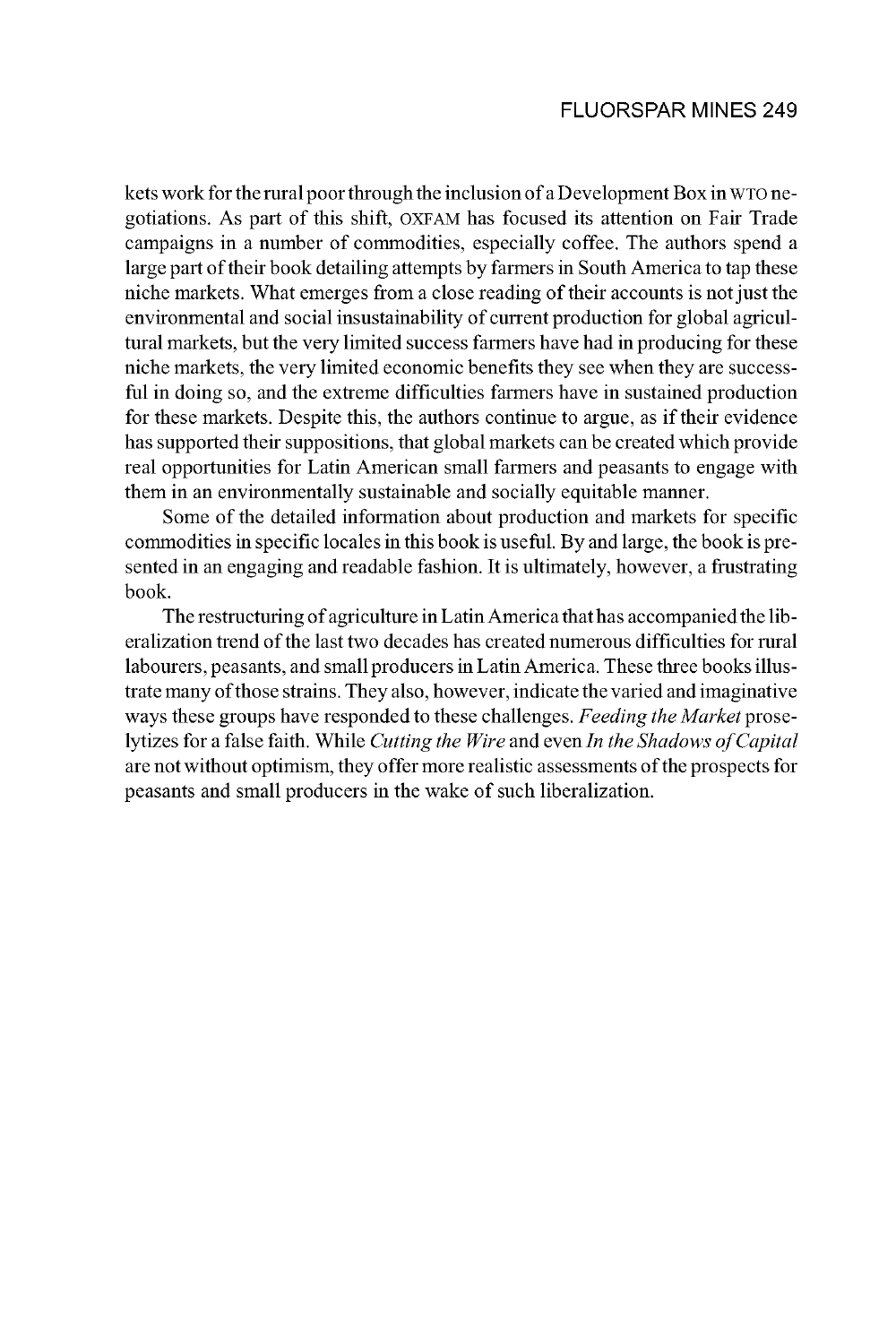kets work for the rural poor through the inclusion of a Development Box in WTO negotiations. As part of this shift, OXFAM has focused its attention on Fair Trade campaigns in a number of commodities, especially coffee. The authors spend a large part of their book detailing attempts by farmers in South America to tap these niche markets. What emerges from a close reading of their accounts is not just the environmental and social insustainability of current production for global agricultural markets, but the very limited success farmers have had in producing for these niche markets, the very limited economic benefits they see when they are successful in doing so, and the extreme difficulties farmers have in sustained production for these markets. Despite this, the authors continue to argue, as if their evidence has supported their suppositions, that global markets can be created which provide real opportunities for Latin American small farmers and peasants to engage with them in an environmentally sustainable and socially equitable manner.

Some of the detailed information about production and markets for specific commodities in specific locales in this book is useful. By and large, the book is presented in an engaging and readable fashion. It is ultimately, however, a frustrating book.

The restructuring of agriculture in Latin America that has accompanied the liberalization trend of the last two decades has created numerous difficulties for rural labourers, peasants, and small producers in Latin America. These three books illustrate many of those strains. They also, however, indicate the varied and imaginative ways these groups have responded to these challenges. *Feeding the Market* proselytizes for a false faith. While *Cutting the Wire* and even *In the Shadows of Capital* are not without optimism, they offer more realistic assessments of the prospects for peasants and small producers in the wake of such liberalization.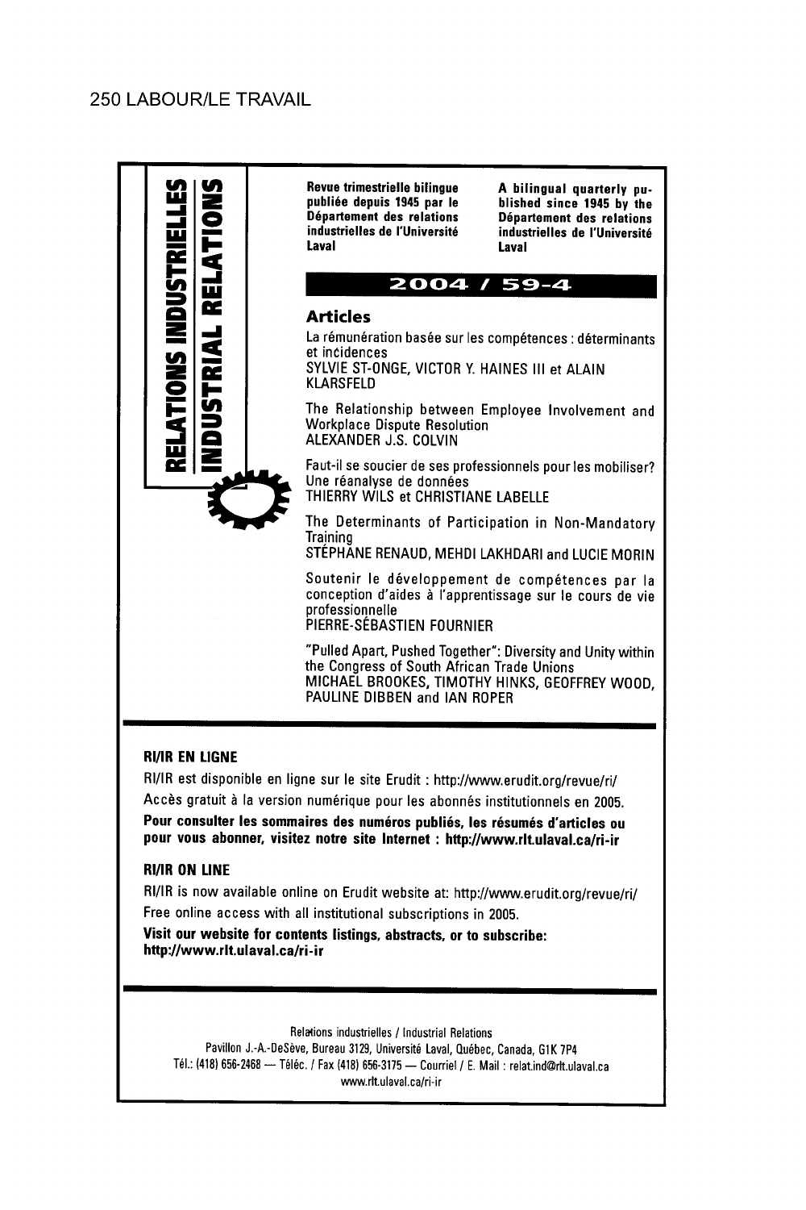# RELATIONS INDUSTRIELLES
# INDUSTRIAL RELATIONS

**Revue trimestrielle bilingue publiée depuis 1945 par le Département des relations industrielles de l'Université Laval**

**A bilingual quarterly published since 1945 by the Département des relations industrielles de l'Université Laval**

## 2004 / 59-4

### Articles

La rémunération basée sur les compétences : déterminants et incidences
SYLVIE ST-ONGE, VICTOR Y. HAINES III et ALAIN KLARSFELD

The Relationship between Employee Involvement and Workplace Dispute Resolution
ALEXANDER J.S. COLVIN

Faut-il se soucier de ses professionnels pour les mobiliser? Une réanalyse de données
THIERRY WILS et CHRISTIANE LABELLE

The Determinants of Participation in Non-Mandatory Training
STÉPHANE RENAUD, MEHDI LAKHDARI and LUCIE MORIN

Soutenir le développement de compétences par la conception d'aides à l'apprentissage sur le cours de vie professionnelle
PIERRE-SÉBASTIEN FOURNIER

"Pulled Apart, Pushed Together": Diversity and Unity within the Congress of South African Trade Unions
MICHAEL BROOKES, TIMOTHY HINKS, GEOFFREY WOOD, PAULINE DIBBEN and IAN ROPER

**RI/IR EN LIGNE**

RI/IR est disponible en ligne sur le site Erudit : http://www.erudit.org/revue/ri/

Accès gratuit à la version numérique pour les abonnés institutionnels en 2005.

**Pour consulter les sommaires des numéros publiés, les résumés d'articles ou pour vous abonner, visitez notre site Internet : http://www.rlt.ulaval.ca/ri-ir**

**RI/IR ON LINE**

RI/IR is now available online on Erudit website at: http://www.erudit.org/revue/ri/

Free online access with all institutional subscriptions in 2005.

**Visit our website for contents listings, abstracts, or to subscribe: http://www.rlt.ulaval.ca/ri-ir**

Relations industrielles / Industrial Relations
Pavillon J.-A.-DeSève, Bureau 3129, Université Laval, Québec, Canada, G1K 7P4
Tél.: (418) 656-2468 — Téléc. / Fax (418) 656-3175 — Courriel / E. Mail : relat.ind@rlt.ulaval.ca
www.rlt.ulaval.ca/ri-ir